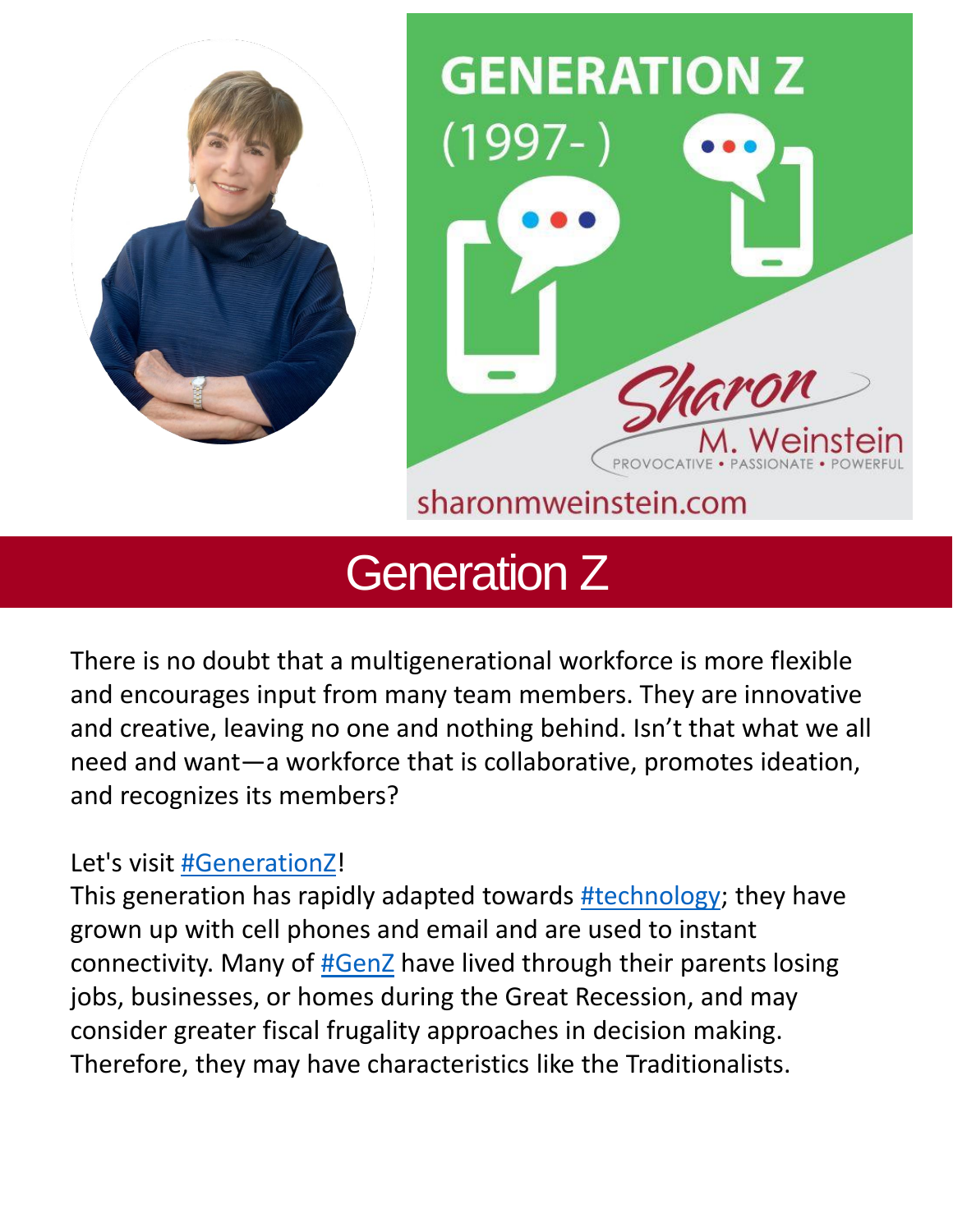# Generation Z

There is no doubt that a multigenerational workforce is more flexible and encourages input from many team members. They are innovative and creative, leaving no one and nothing behind. Isn't that what we all need and want—a workforce that is collaborative, promotes ideation, and recognizes its members?

Let's visit #GenerationZ!
This generation has rapidly adapted towards #technology; they have grown up with cell phones and email and are used to instant connectivity. Many of #GenZ have lived through their parents losing jobs, businesses, or homes during the Great Recession, and may consider greater fiscal frugality approaches in decision making. Therefore, they may have characteristics like the Traditionalists.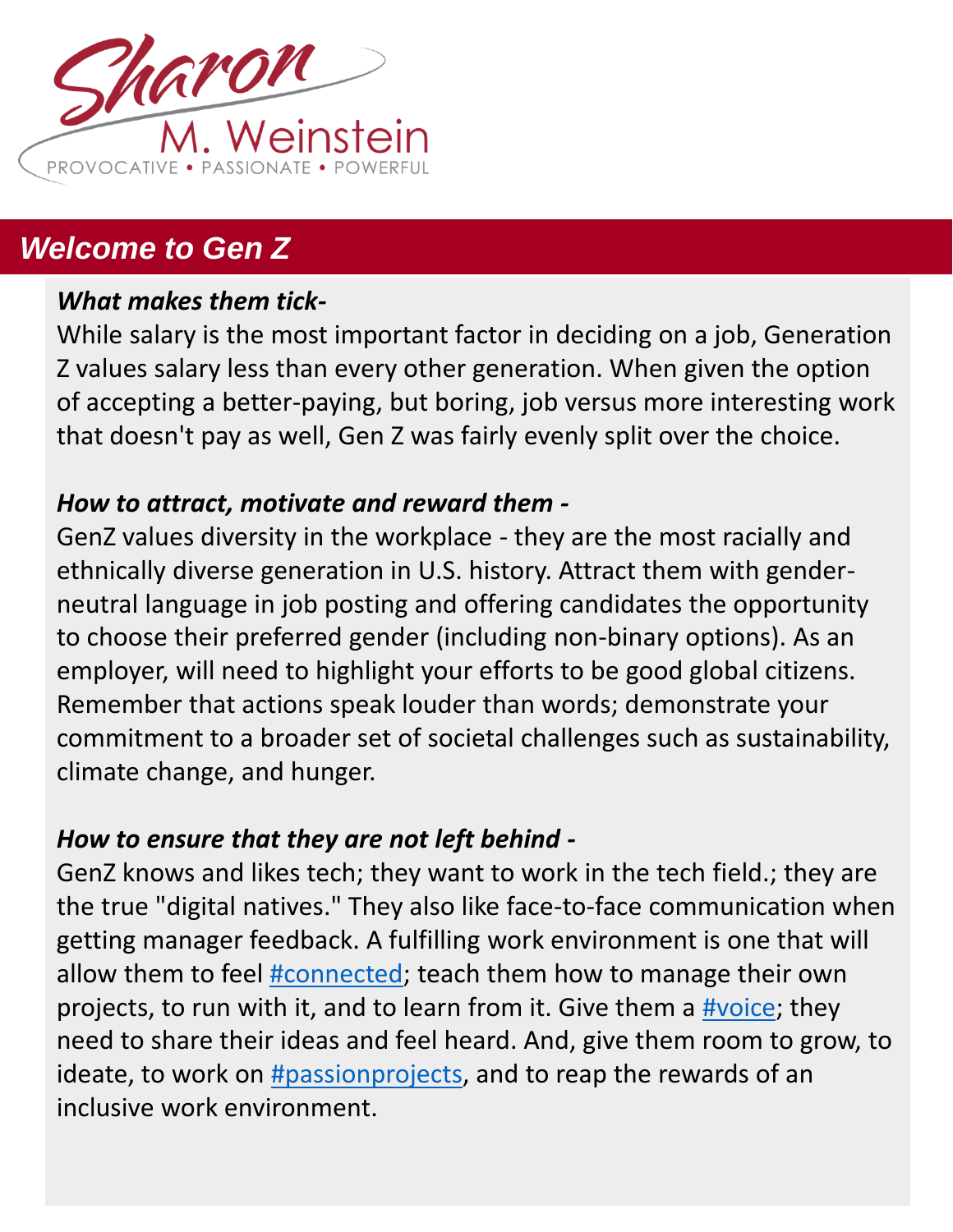Sharon M. Weinstein

PROVOCATIVE • PASSIONATE • POWERFUL

## *Welcome to Gen Z*

***What makes them tick-***

While salary is the most important factor in deciding on a job, Generation Z values salary less than every other generation. When given the option of accepting a better-paying, but boring, job versus more interesting work that doesn't pay as well, Gen Z was fairly evenly split over the choice.

***How to attract, motivate and reward them -***

GenZ values diversity in the workplace - they are the most racially and ethnically diverse generation in U.S. history. Attract them with gender-neutral language in job posting and offering candidates the opportunity to choose their preferred gender (including non-binary options). As an employer, will need to highlight your efforts to be good global citizens. Remember that actions speak louder than words; demonstrate your commitment to a broader set of societal challenges such as sustainability, climate change, and hunger.

***How to ensure that they are not left behind -***

GenZ knows and likes tech; they want to work in the tech field.; they are the true "digital natives." They also like face-to-face communication when getting manager feedback. A fulfilling work environment is one that will allow them to feel #connected; teach them how to manage their own projects, to run with it, and to learn from it. Give them a #voice; they need to share their ideas and feel heard. And, give them room to grow, to ideate, to work on #passionprojects, and to reap the rewards of an inclusive work environment.